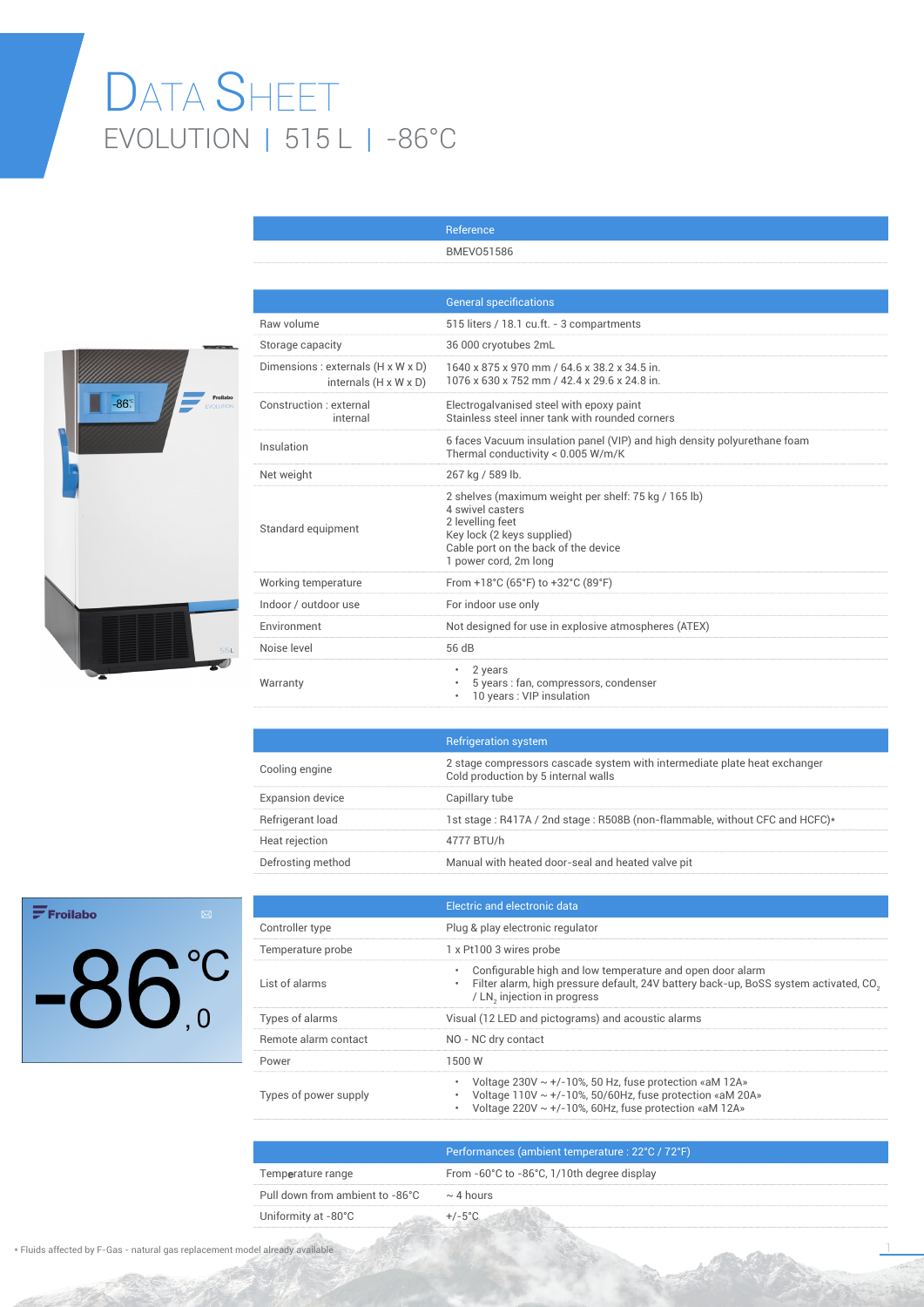# Data Sheet

## EVOLUTION | 515 L | -86°C

| Reference |
|---|
| BMEVO51586 |

| | General specifications |
|---|---|
| Raw volume | 515 liters / 18.1 cu.ft. - 3 compartments |
| Storage capacity | 36 000 cryotubes 2mL |
| Dimensions : externals (H x W x D)<br>internals (H x W x D) | 1640 x 875 x 970 mm / 64.6 x 38.2 x 34.5 in.<br>1076 x 630 x 752 mm / 42.4 x 29.6 x 24.8 in. |
| Construction : external<br>internal | Electrogalvanised steel with epoxy paint<br>Stainless steel inner tank with rounded corners |
| Insulation | 6 faces Vacuum insulation panel (VIP) and high density polyurethane foam<br>Thermal conductivity < 0.005 W/m/K |
| Net weight | 267 kg / 589 lb. |
| Standard equipment | 2 shelves (maximum weight per shelf: 75 kg / 165 lb)<br>4 swivel casters<br>2 levelling feet<br>Key lock (2 keys supplied)<br>Cable port on the back of the device<br>1 power cord, 2m long |
| Working temperature | From +18°C (65°F) to +32°C (89°F) |
| Indoor / outdoor use | For indoor use only |
| Environment | Not designed for use in explosive atmospheres (ATEX) |
| Noise level | 56 dB |
| Warranty | • 2 years<br>• 5 years : fan, compressors, condenser<br>• 10 years : VIP insulation |

| | Refrigeration system |
|---|---|
| Cooling engine | 2 stage compressors cascade system with intermediate plate heat exchanger<br>Cold production by 5 internal walls |
| Expansion device | Capillary tube |
| Refrigerant load | 1st stage : R417A / 2nd stage : R508B (non-flammable, without CFC and HCFC)* |
| Heat rejection | 4777 BTU/h |
| Defrosting method | Manual with heated door-seal and heated valve pit |

| | Electric and electronic data |
|---|---|
| Controller type | Plug & play electronic regulator |
| Temperature probe | 1 x Pt100 3 wires probe |
| List of alarms | • Configurable high and low temperature and open door alarm<br>• Filter alarm, high pressure default, 24V battery back-up, BoSS system activated, $CO_2$ / $LN_2$ injection in progress |
| Types of alarms | Visual (12 LED and pictograms) and acoustic alarms |
| Remote alarm contact | NO - NC dry contact |
| Power | 1500 W |
| Types of power supply | • Voltage 230V ~ +/-10%, 50 Hz, fuse protection «aM 12A»<br>• Voltage 110V ~ +/-10%, 50/60Hz, fuse protection «aM 20A»<br>• Voltage 220V ~ +/-10%, 60Hz, fuse protection «aM 12A» |

| | Performances (ambient temperature : 22°C / 72°F) |
|---|---|
| Temperature range | From -60°C to -86°C, 1/10th degree display |
| Pull down from ambient to -86°C | ~ 4 hours |
| Uniformity at -80°C | +/-5°C |

* Fluids affected by F-Gas - natural gas replacement model already available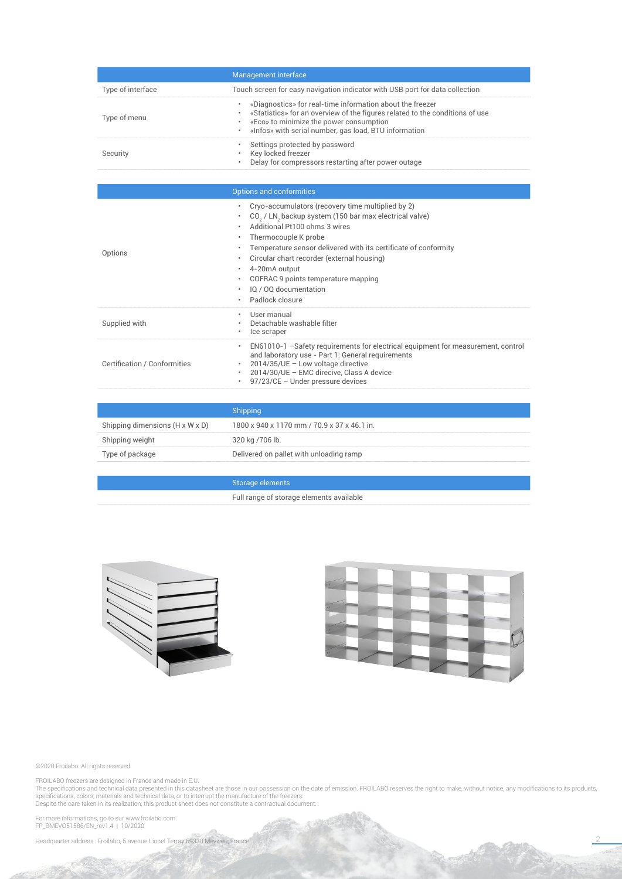| | Management interface |
|---|---|
| Type of interface | Touch screen for easy navigation indicator with USB port for data collection |
| Type of menu | • «Diagnostics» for real-time information about the freezer<br>• «Statistics» for an overview of the figures related to the conditions of use<br>• «Eco» to minimize the power consumption<br>• «Infos» with serial number, gas load, BTU information |
| Security | • Settings protected by password<br>• Key locked freezer<br>• Delay for compressors restarting after power outage |

| | Options and conformities |
|---|---|
| Options | • Cryo-accumulators (recovery time multiplied by 2)<br>• $CO_2$ / $LN_2$ backup system (150 bar max electrical valve)<br>• Additional Pt100 ohms 3 wires<br>• Thermocouple K probe<br>• Temperature sensor delivered with its certificate of conformity<br>• Circular chart recorder (external housing)<br>• 4-20mA output<br>• COFRAC 9 points temperature mapping<br>• IQ / OQ documentation<br>• Padlock closure |
| Supplied with | • User manual<br>• Detachable washable filter<br>• Ice scraper |
| Certification / Conformities | • EN61010-1 –Safety requirements for electrical equipment for measurement, control and laboratory use - Part 1: General requirements<br>• 2014/35/UE – Low voltage directive<br>• 2014/30/UE – EMC direcive, Class A device<br>• 97/23/CE – Under pressure devices |

| | Shipping |
|---|---|
| Shipping dimensions (H x W x D) | 1800 x 940 x 1170 mm / 70.9 x 37 x 46.1 in. |
| Shipping weight | 320 kg /706 lb. |
| Type of package | Delivered on pallet with unloading ramp |

| | Storage elements |
|---|---|
| | Full range of storage elements available |

©2020 Froilabo. All rights reserved.

FROILABO freezers are designed in France and made in E.U.
The specifications and technical data presented in this datasheet are those in our possession on the date of emission. FROILABO reserves the right to make, without notice, any modifications to its products, specifications, colors, materials and technical data, or to interrupt the manufacture of the freezers.
Despite the care taken in its realization, this product sheet does not constitute a contractual document.

For more informations, go to sur www.froilabo.com.
FP_BMEVO51586/EN_rev1.4 | 10/2020

Headquarter address : Froilabo, 5 avenue Lionel Terray 69330 Meyzieu, France